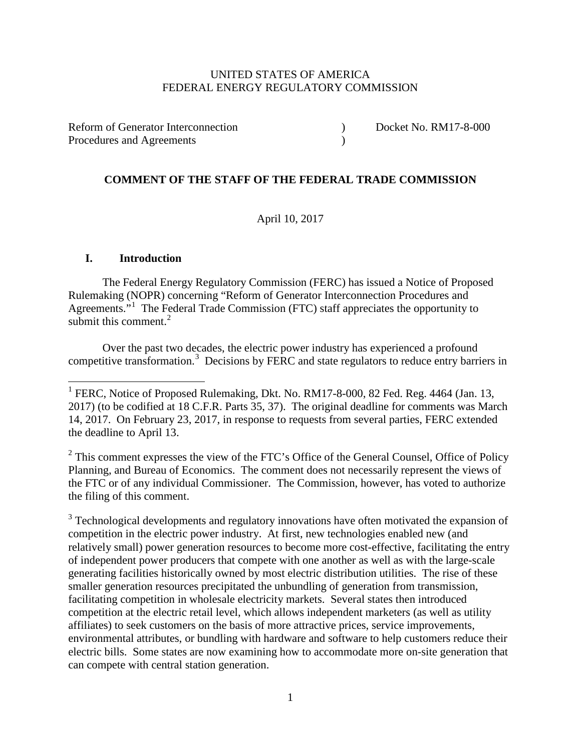UNITED STATES OF AMERICA
FEDERAL ENERGY REGULATORY COMMISSION

| | | |
|---|---|---|
| Reform of Generator Interconnection Procedures and Agreements | ) ) | Docket No. RM17-8-000 |

**COMMENT OF THE STAFF OF THE FEDERAL TRADE COMMISSION**

April 10, 2017

## I. Introduction

The Federal Energy Regulatory Commission (FERC) has issued a Notice of Proposed Rulemaking (NOPR) concerning "Reform of Generator Interconnection Procedures and Agreements."[1] The Federal Trade Commission (FTC) staff appreciates the opportunity to submit this comment.[2]

Over the past two decades, the electric power industry has experienced a profound competitive transformation.[3] Decisions by FERC and state regulators to reduce entry barriers in

[1] FERC, Notice of Proposed Rulemaking, Dkt. No. RM17-8-000, 82 Fed. Reg. 4464 (Jan. 13, 2017) (to be codified at 18 C.F.R. Parts 35, 37). The original deadline for comments was March 14, 2017. On February 23, 2017, in response to requests from several parties, FERC extended the deadline to April 13.

[2] This comment expresses the view of the FTC's Office of the General Counsel, Office of Policy Planning, and Bureau of Economics. The comment does not necessarily represent the views of the FTC or of any individual Commissioner. The Commission, however, has voted to authorize the filing of this comment.

[3] Technological developments and regulatory innovations have often motivated the expansion of competition in the electric power industry. At first, new technologies enabled new (and relatively small) power generation resources to become more cost-effective, facilitating the entry of independent power producers that compete with one another as well as with the large-scale generating facilities historically owned by most electric distribution utilities. The rise of these smaller generation resources precipitated the unbundling of generation from transmission, facilitating competition in wholesale electricity markets. Several states then introduced competition at the electric retail level, which allows independent marketers (as well as utility affiliates) to seek customers on the basis of more attractive prices, service improvements, environmental attributes, or bundling with hardware and software to help customers reduce their electric bills. Some states are now examining how to accommodate more on-site generation that can compete with central station generation.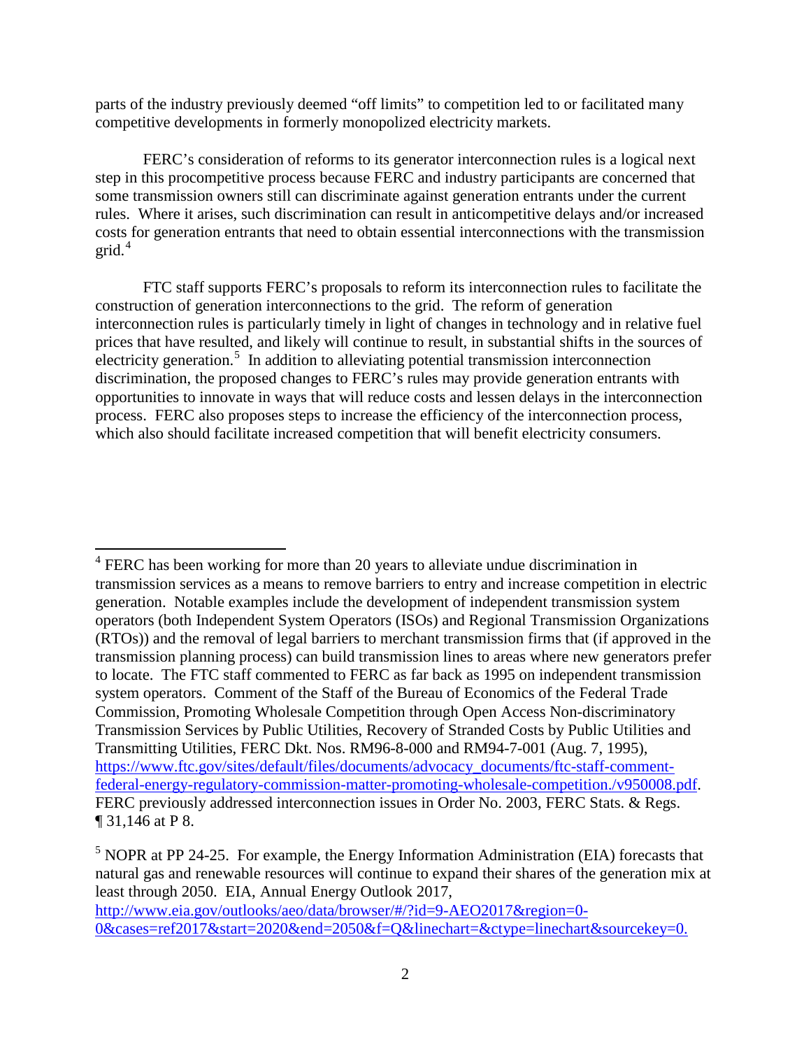parts of the industry previously deemed "off limits" to competition led to or facilitated many competitive developments in formerly monopolized electricity markets.

FERC's consideration of reforms to its generator interconnection rules is a logical next step in this procompetitive process because FERC and industry participants are concerned that some transmission owners still can discriminate against generation entrants under the current rules. Where it arises, such discrimination can result in anticompetitive delays and/or increased costs for generation entrants that need to obtain essential interconnections with the transmission grid.[4]

FTC staff supports FERC's proposals to reform its interconnection rules to facilitate the construction of generation interconnections to the grid. The reform of generation interconnection rules is particularly timely in light of changes in technology and in relative fuel prices that have resulted, and likely will continue to result, in substantial shifts in the sources of electricity generation.[5] In addition to alleviating potential transmission interconnection discrimination, the proposed changes to FERC's rules may provide generation entrants with opportunities to innovate in ways that will reduce costs and lessen delays in the interconnection process. FERC also proposes steps to increase the efficiency of the interconnection process, which also should facilitate increased competition that will benefit electricity consumers.

---

[4] FERC has been working for more than 20 years to alleviate undue discrimination in transmission services as a means to remove barriers to entry and increase competition in electric generation. Notable examples include the development of independent transmission system operators (both Independent System Operators (ISOs) and Regional Transmission Organizations (RTOs)) and the removal of legal barriers to merchant transmission firms that (if approved in the transmission planning process) can build transmission lines to areas where new generators prefer to locate. The FTC staff commented to FERC as far back as 1995 on independent transmission system operators. Comment of the Staff of the Bureau of Economics of the Federal Trade Commission, Promoting Wholesale Competition through Open Access Non-discriminatory Transmission Services by Public Utilities, Recovery of Stranded Costs by Public Utilities and Transmitting Utilities, FERC Dkt. Nos. RM96-8-000 and RM94-7-001 (Aug. 7, 1995), https://www.ftc.gov/sites/default/files/documents/advocacy_documents/ftc-staff-comment-federal-energy-regulatory-commission-matter-promoting-wholesale-competition./v950008.pdf. FERC previously addressed interconnection issues in Order No. 2003, FERC Stats. & Regs. ¶ 31,146 at P 8.

[5] NOPR at PP 24-25. For example, the Energy Information Administration (EIA) forecasts that natural gas and renewable resources will continue to expand their shares of the generation mix at least through 2050. EIA, Annual Energy Outlook 2017, http://www.eia.gov/outlooks/aeo/data/browser/#/?id=9-AEO2017&region=0-0&cases=ref2017&start=2020&end=2050&f=Q&linechart=&ctype=linechart&sourcekey=0.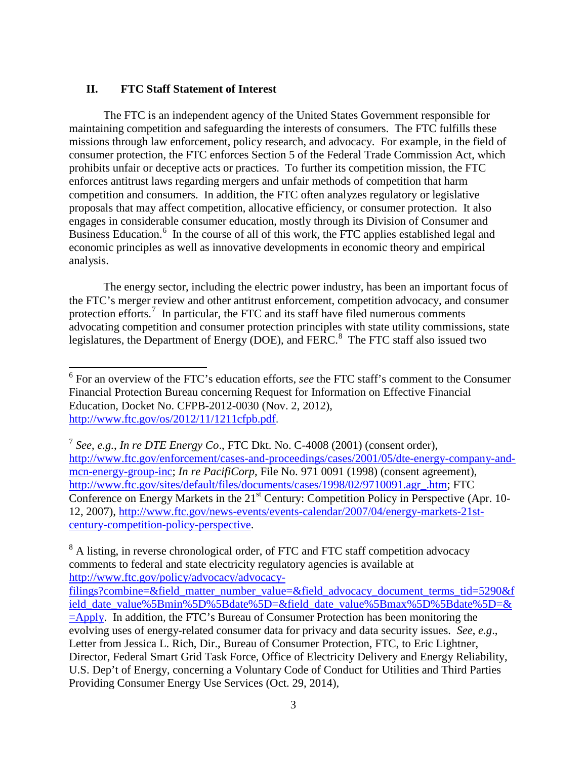## II. FTC Staff Statement of Interest

The FTC is an independent agency of the United States Government responsible for maintaining competition and safeguarding the interests of consumers. The FTC fulfills these missions through law enforcement, policy research, and advocacy. For example, in the field of consumer protection, the FTC enforces Section 5 of the Federal Trade Commission Act, which prohibits unfair or deceptive acts or practices. To further its competition mission, the FTC enforces antitrust laws regarding mergers and unfair methods of competition that harm competition and consumers. In addition, the FTC often analyzes regulatory or legislative proposals that may affect competition, allocative efficiency, or consumer protection. It also engages in considerable consumer education, mostly through its Division of Consumer and Business Education.[6] In the course of all of this work, the FTC applies established legal and economic principles as well as innovative developments in economic theory and empirical analysis.

The energy sector, including the electric power industry, has been an important focus of the FTC's merger review and other antitrust enforcement, competition advocacy, and consumer protection efforts.[7] In particular, the FTC and its staff have filed numerous comments advocating competition and consumer protection principles with state utility commissions, state legislatures, the Department of Energy (DOE), and FERC.[8] The FTC staff also issued two

---

[6] For an overview of the FTC's education efforts, *see* the FTC staff's comment to the Consumer Financial Protection Bureau concerning Request for Information on Effective Financial Education, Docket No. CFPB-2012-0030 (Nov. 2, 2012), http://www.ftc.gov/os/2012/11/1211cfpb.pdf.

[7] *See*, *e.g.*, *In re DTE Energy Co*., FTC Dkt. No. C-4008 (2001) (consent order), http://www.ftc.gov/enforcement/cases-and-proceedings/cases/2001/05/dte-energy-company-and-mcn-energy-group-inc; *In re PacifiCorp*, File No. 971 0091 (1998) (consent agreement), http://www.ftc.gov/sites/default/files/documents/cases/1998/02/9710091.agr_.htm; FTC Conference on Energy Markets in the 21st Century: Competition Policy in Perspective (Apr. 10-12, 2007), http://www.ftc.gov/news-events/events-calendar/2007/04/energy-markets-21st-century-competition-policy-perspective.

[8] A listing, in reverse chronological order, of FTC and FTC staff competition advocacy comments to federal and state electricity regulatory agencies is available at http://www.ftc.gov/policy/advocacy/advocacy-filings?combine=&field_matter_number_value=&field_advocacy_document_terms_tid=5290&field_date_value%5Bmin%5D%5Bdate%5D=&field_date_value%5Bmax%5D%5Bdate%5D=&=Apply. In addition, the FTC's Bureau of Consumer Protection has been monitoring the evolving uses of energy-related consumer data for privacy and data security issues. *See*, *e.g*., Letter from Jessica L. Rich, Dir., Bureau of Consumer Protection, FTC, to Eric Lightner, Director, Federal Smart Grid Task Force, Office of Electricity Delivery and Energy Reliability, U.S. Dep't of Energy, concerning a Voluntary Code of Conduct for Utilities and Third Parties Providing Consumer Energy Use Services (Oct. 29, 2014),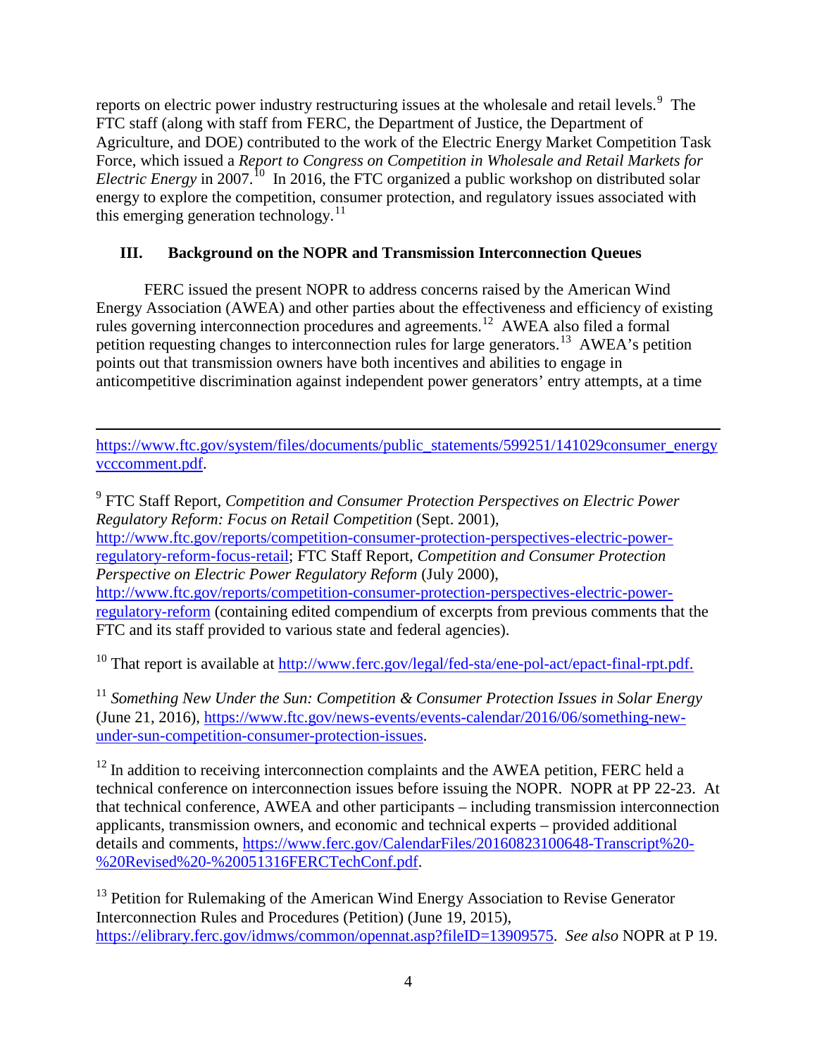reports on electric power industry restructuring issues at the wholesale and retail levels.[9] The FTC staff (along with staff from FERC, the Department of Justice, the Department of Agriculture, and DOE) contributed to the work of the Electric Energy Market Competition Task Force, which issued a *Report to Congress on Competition in Wholesale and Retail Markets for Electric Energy* in 2007.[10] In 2016, the FTC organized a public workshop on distributed solar energy to explore the competition, consumer protection, and regulatory issues associated with this emerging generation technology.[11]

## III. Background on the NOPR and Transmission Interconnection Queues

FERC issued the present NOPR to address concerns raised by the American Wind Energy Association (AWEA) and other parties about the effectiveness and efficiency of existing rules governing interconnection procedures and agreements.[12] AWEA also filed a formal petition requesting changes to interconnection rules for large generators.[13] AWEA's petition points out that transmission owners have both incentives and abilities to engage in anticompetitive discrimination against independent power generators' entry attempts, at a time

---

https://www.ftc.gov/system/files/documents/public_statements/599251/141029consumer_energyvcccomment.pdf.

[9] FTC Staff Report, *Competition and Consumer Protection Perspectives on Electric Power Regulatory Reform: Focus on Retail Competition* (Sept. 2001), http://www.ftc.gov/reports/competition-consumer-protection-perspectives-electric-power-regulatory-reform-focus-retail; FTC Staff Report, *Competition and Consumer Protection Perspective on Electric Power Regulatory Reform* (July 2000), http://www.ftc.gov/reports/competition-consumer-protection-perspectives-electric-power-regulatory-reform (containing edited compendium of excerpts from previous comments that the FTC and its staff provided to various state and federal agencies).

[10] That report is available at http://www.ferc.gov/legal/fed-sta/ene-pol-act/epact-final-rpt.pdf.

[11] *Something New Under the Sun: Competition & Consumer Protection Issues in Solar Energy* (June 21, 2016), https://www.ftc.gov/news-events/events-calendar/2016/06/something-new-under-sun-competition-consumer-protection-issues.

[12] In addition to receiving interconnection complaints and the AWEA petition, FERC held a technical conference on interconnection issues before issuing the NOPR. NOPR at PP 22-23. At that technical conference, AWEA and other participants – including transmission interconnection applicants, transmission owners, and economic and technical experts – provided additional details and comments, https://www.ferc.gov/CalendarFiles/20160823100648-Transcript%20-%20Revised%20-%20051316FERCTechConf.pdf.

[13] Petition for Rulemaking of the American Wind Energy Association to Revise Generator Interconnection Rules and Procedures (Petition) (June 19, 2015), https://elibrary.ferc.gov/idmws/common/opennat.asp?fileID=13909575. *See also* NOPR at P 19.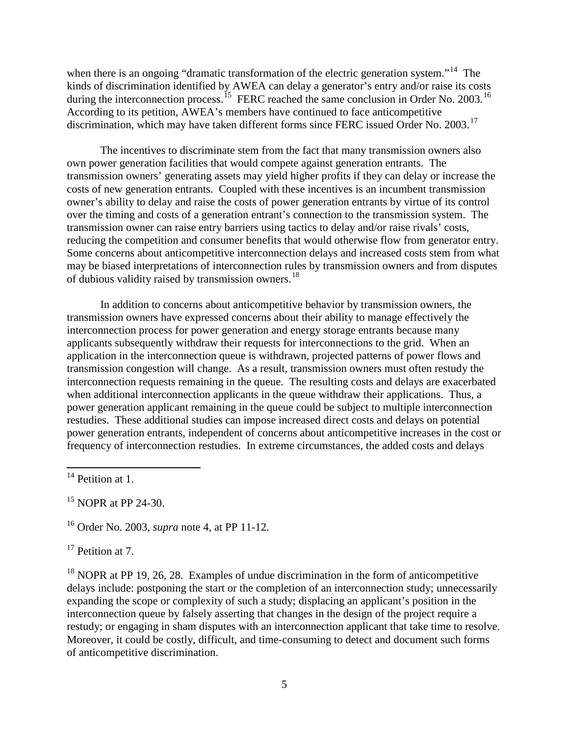when there is an ongoing "dramatic transformation of the electric generation system."[14] The kinds of discrimination identified by AWEA can delay a generator's entry and/or raise its costs during the interconnection process.[15] FERC reached the same conclusion in Order No. 2003.[16] According to its petition, AWEA's members have continued to face anticompetitive discrimination, which may have taken different forms since FERC issued Order No. 2003.[17]

The incentives to discriminate stem from the fact that many transmission owners also own power generation facilities that would compete against generation entrants. The transmission owners' generating assets may yield higher profits if they can delay or increase the costs of new generation entrants. Coupled with these incentives is an incumbent transmission owner's ability to delay and raise the costs of power generation entrants by virtue of its control over the timing and costs of a generation entrant's connection to the transmission system. The transmission owner can raise entry barriers using tactics to delay and/or raise rivals' costs, reducing the competition and consumer benefits that would otherwise flow from generator entry. Some concerns about anticompetitive interconnection delays and increased costs stem from what may be biased interpretations of interconnection rules by transmission owners and from disputes of dubious validity raised by transmission owners.[18]

In addition to concerns about anticompetitive behavior by transmission owners, the transmission owners have expressed concerns about their ability to manage effectively the interconnection process for power generation and energy storage entrants because many applicants subsequently withdraw their requests for interconnections to the grid. When an application in the interconnection queue is withdrawn, projected patterns of power flows and transmission congestion will change. As a result, transmission owners must often restudy the interconnection requests remaining in the queue. The resulting costs and delays are exacerbated when additional interconnection applicants in the queue withdraw their applications. Thus, a power generation applicant remaining in the queue could be subject to multiple interconnection restudies. These additional studies can impose increased direct costs and delays on potential power generation entrants, independent of concerns about anticompetitive increases in the cost or frequency of interconnection restudies. In extreme circumstances, the added costs and delays

---

[14] Petition at 1.

[15] NOPR at PP 24-30.

[16] Order No. 2003, *supra* note 4, at PP 11-12.

[17] Petition at 7.

[18] NOPR at PP 19, 26, 28. Examples of undue discrimination in the form of anticompetitive delays include: postponing the start or the completion of an interconnection study; unnecessarily expanding the scope or complexity of such a study; displacing an applicant's position in the interconnection queue by falsely asserting that changes in the design of the project require a restudy; or engaging in sham disputes with an interconnection applicant that take time to resolve. Moreover, it could be costly, difficult, and time-consuming to detect and document such forms of anticompetitive discrimination.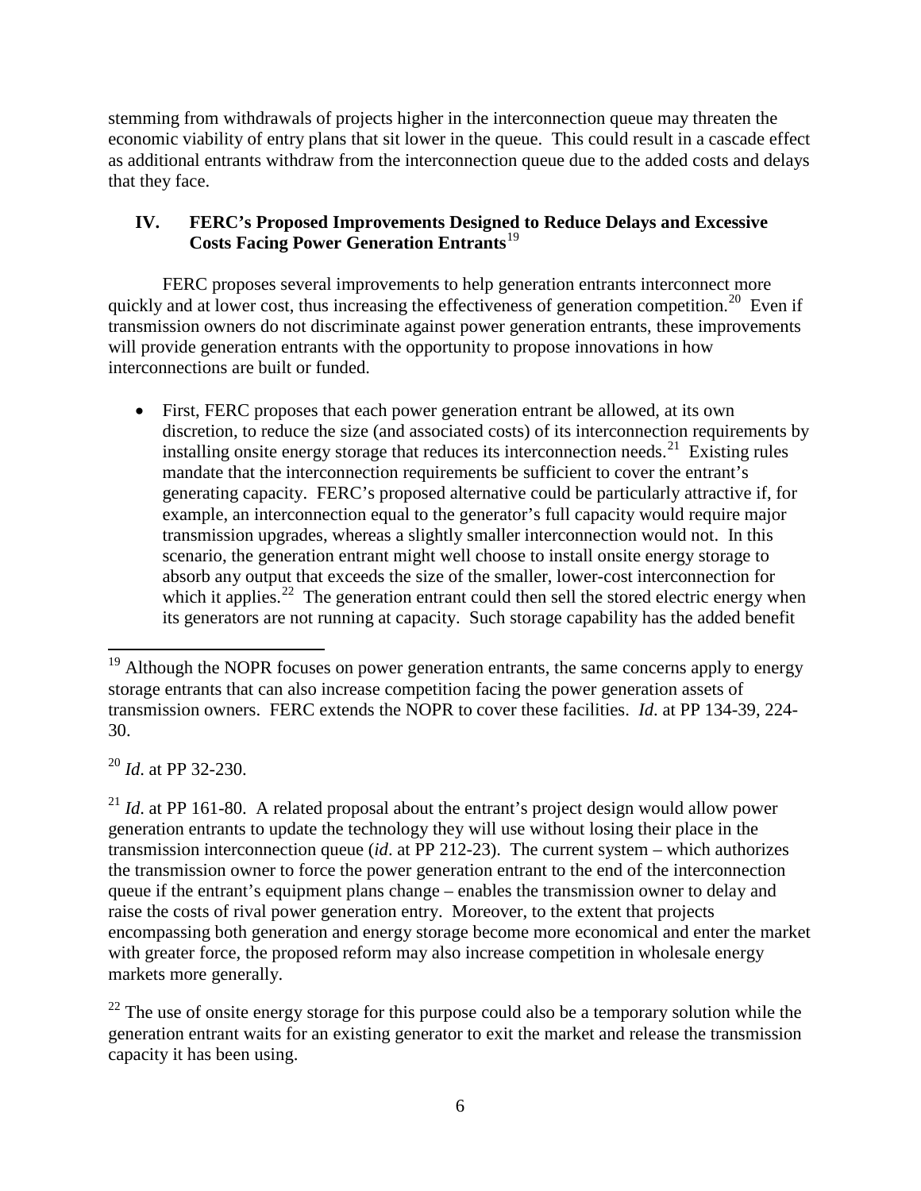stemming from withdrawals of projects higher in the interconnection queue may threaten the economic viability of entry plans that sit lower in the queue. This could result in a cascade effect as additional entrants withdraw from the interconnection queue due to the added costs and delays that they face.

## IV. FERC's Proposed Improvements Designed to Reduce Delays and Excessive Costs Facing Power Generation Entrants[19]

FERC proposes several improvements to help generation entrants interconnect more quickly and at lower cost, thus increasing the effectiveness of generation competition.[20] Even if transmission owners do not discriminate against power generation entrants, these improvements will provide generation entrants with the opportunity to propose innovations in how interconnections are built or funded.

- First, FERC proposes that each power generation entrant be allowed, at its own discretion, to reduce the size (and associated costs) of its interconnection requirements by installing onsite energy storage that reduces its interconnection needs.[21] Existing rules mandate that the interconnection requirements be sufficient to cover the entrant's generating capacity. FERC's proposed alternative could be particularly attractive if, for example, an interconnection equal to the generator's full capacity would require major transmission upgrades, whereas a slightly smaller interconnection would not. In this scenario, the generation entrant might well choose to install onsite energy storage to absorb any output that exceeds the size of the smaller, lower-cost interconnection for which it applies.[22] The generation entrant could then sell the stored electric energy when its generators are not running at capacity. Such storage capability has the added benefit

---

[19] Although the NOPR focuses on power generation entrants, the same concerns apply to energy storage entrants that can also increase competition facing the power generation assets of transmission owners. FERC extends the NOPR to cover these facilities. *Id*. at PP 134-39, 224-30.

[20] *Id*. at PP 32-230.

[21] *Id*. at PP 161-80. A related proposal about the entrant's project design would allow power generation entrants to update the technology they will use without losing their place in the transmission interconnection queue (*id*. at PP 212-23). The current system – which authorizes the transmission owner to force the power generation entrant to the end of the interconnection queue if the entrant's equipment plans change – enables the transmission owner to delay and raise the costs of rival power generation entry. Moreover, to the extent that projects encompassing both generation and energy storage become more economical and enter the market with greater force, the proposed reform may also increase competition in wholesale energy markets more generally.

[22] The use of onsite energy storage for this purpose could also be a temporary solution while the generation entrant waits for an existing generator to exit the market and release the transmission capacity it has been using.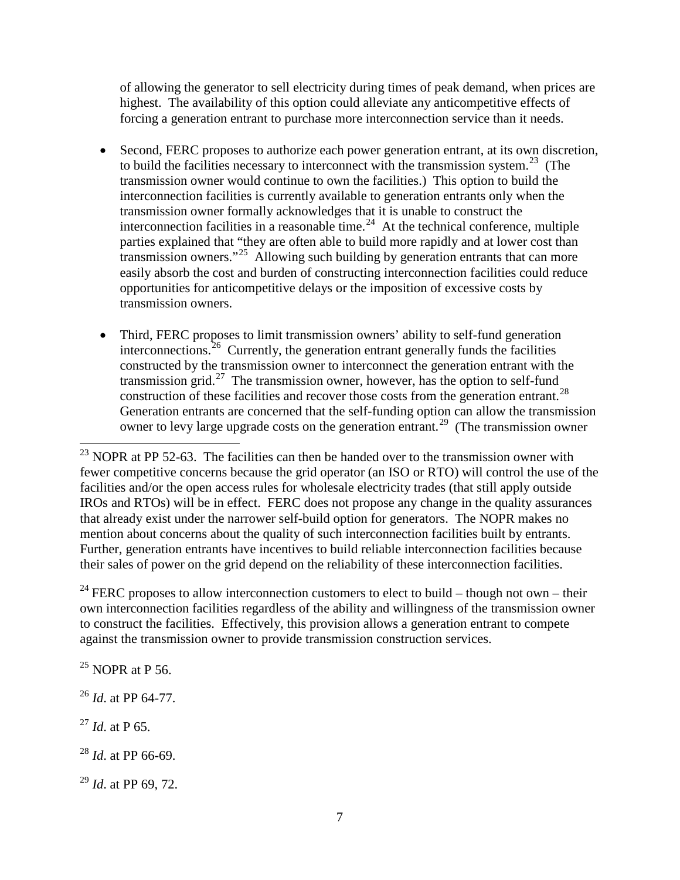of allowing the generator to sell electricity during times of peak demand, when prices are highest. The availability of this option could alleviate any anticompetitive effects of forcing a generation entrant to purchase more interconnection service than it needs.

- Second, FERC proposes to authorize each power generation entrant, at its own discretion, to build the facilities necessary to interconnect with the transmission system.[23] (The transmission owner would continue to own the facilities.) This option to build the interconnection facilities is currently available to generation entrants only when the transmission owner formally acknowledges that it is unable to construct the interconnection facilities in a reasonable time.[24] At the technical conference, multiple parties explained that "they are often able to build more rapidly and at lower cost than transmission owners."[25] Allowing such building by generation entrants that can more easily absorb the cost and burden of constructing interconnection facilities could reduce opportunities for anticompetitive delays or the imposition of excessive costs by transmission owners.

- Third, FERC proposes to limit transmission owners' ability to self-fund generation interconnections.[26] Currently, the generation entrant generally funds the facilities constructed by the transmission owner to interconnect the generation entrant with the transmission grid.[27] The transmission owner, however, has the option to self-fund construction of these facilities and recover those costs from the generation entrant.[28] Generation entrants are concerned that the self-funding option can allow the transmission owner to levy large upgrade costs on the generation entrant.[29] (The transmission owner

---

[23] NOPR at PP 52-63. The facilities can then be handed over to the transmission owner with fewer competitive concerns because the grid operator (an ISO or RTO) will control the use of the facilities and/or the open access rules for wholesale electricity trades (that still apply outside IROs and RTOs) will be in effect. FERC does not propose any change in the quality assurances that already exist under the narrower self-build option for generators. The NOPR makes no mention about concerns about the quality of such interconnection facilities built by entrants. Further, generation entrants have incentives to build reliable interconnection facilities because their sales of power on the grid depend on the reliability of these interconnection facilities.

[24] FERC proposes to allow interconnection customers to elect to build – though not own – their own interconnection facilities regardless of the ability and willingness of the transmission owner to construct the facilities. Effectively, this provision allows a generation entrant to compete against the transmission owner to provide transmission construction services.

[25] NOPR at P 56.

[26] *Id*. at PP 64-77.

[27] *Id*. at P 65.

[28] *Id*. at PP 66-69.

[29] *Id*. at PP 69, 72.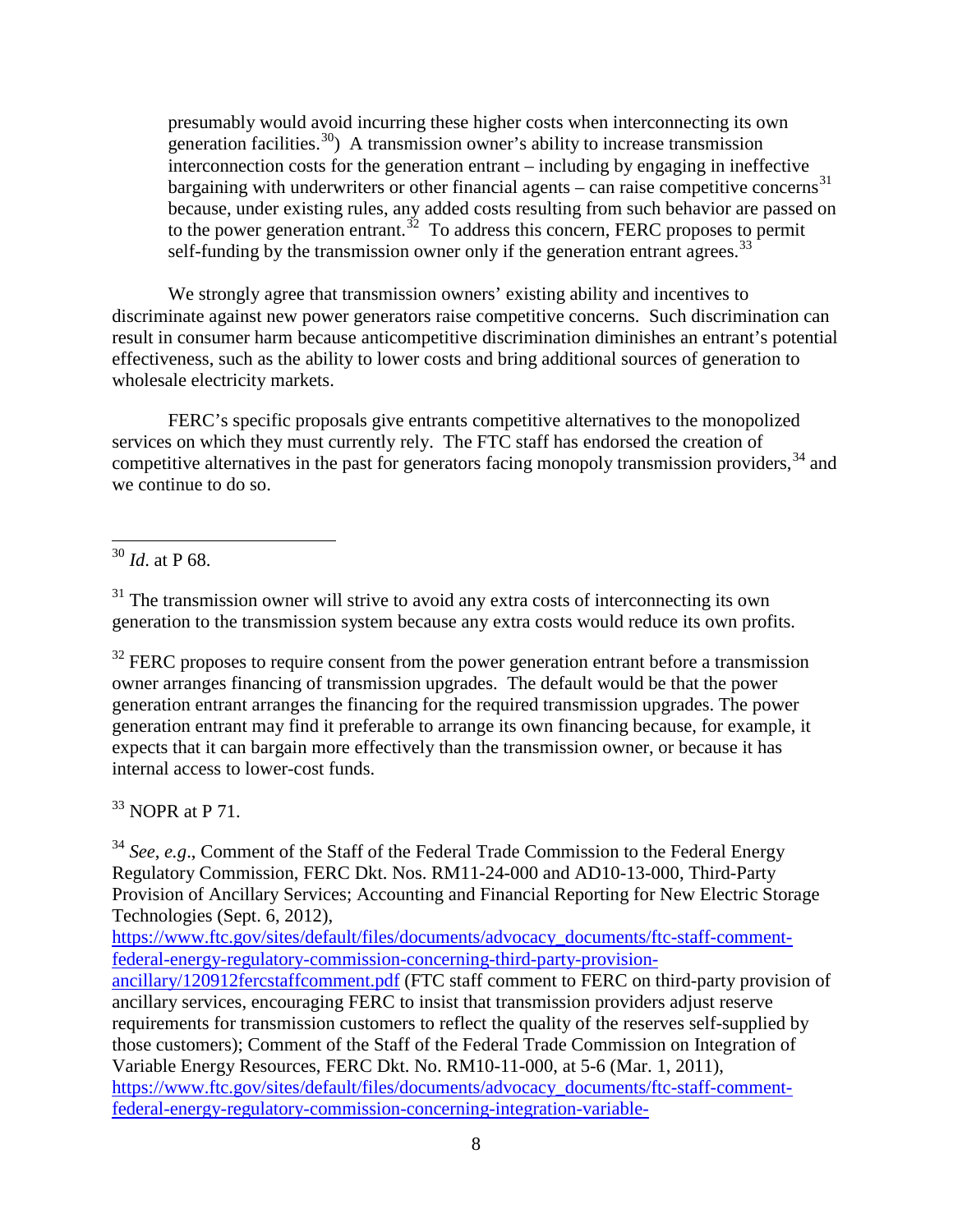presumably would avoid incurring these higher costs when interconnecting its own generation facilities.[30]) A transmission owner's ability to increase transmission interconnection costs for the generation entrant – including by engaging in ineffective bargaining with underwriters or other financial agents – can raise competitive concerns[31] because, under existing rules, any added costs resulting from such behavior are passed on to the power generation entrant.[32] To address this concern, FERC proposes to permit self-funding by the transmission owner only if the generation entrant agrees.[33]

We strongly agree that transmission owners' existing ability and incentives to discriminate against new power generators raise competitive concerns. Such discrimination can result in consumer harm because anticompetitive discrimination diminishes an entrant's potential effectiveness, such as the ability to lower costs and bring additional sources of generation to wholesale electricity markets.

FERC's specific proposals give entrants competitive alternatives to the monopolized services on which they must currently rely. The FTC staff has endorsed the creation of competitive alternatives in the past for generators facing monopoly transmission providers,[34] and we continue to do so.

---

[30] *Id*. at P 68.

[31] The transmission owner will strive to avoid any extra costs of interconnecting its own generation to the transmission system because any extra costs would reduce its own profits.

[32] FERC proposes to require consent from the power generation entrant before a transmission owner arranges financing of transmission upgrades. The default would be that the power generation entrant arranges the financing for the required transmission upgrades. The power generation entrant may find it preferable to arrange its own financing because, for example, it expects that it can bargain more effectively than the transmission owner, or because it has internal access to lower-cost funds.

[33] NOPR at P 71.

[34] *See*, *e.g*., Comment of the Staff of the Federal Trade Commission to the Federal Energy Regulatory Commission, FERC Dkt. Nos. RM11-24-000 and AD10-13-000, Third-Party Provision of Ancillary Services; Accounting and Financial Reporting for New Electric Storage Technologies (Sept. 6, 2012), https://www.ftc.gov/sites/default/files/documents/advocacy_documents/ftc-staff-comment-federal-energy-regulatory-commission-concerning-third-party-provision-ancillary/120912fercstaffcomment.pdf (FTC staff comment to FERC on third-party provision of ancillary services, encouraging FERC to insist that transmission providers adjust reserve requirements for transmission customers to reflect the quality of the reserves self-supplied by those customers); Comment of the Staff of the Federal Trade Commission on Integration of Variable Energy Resources, FERC Dkt. No. RM10-11-000, at 5-6 (Mar. 1, 2011), https://www.ftc.gov/sites/default/files/documents/advocacy_documents/ftc-staff-comment-federal-energy-regulatory-commission-concerning-integration-variable-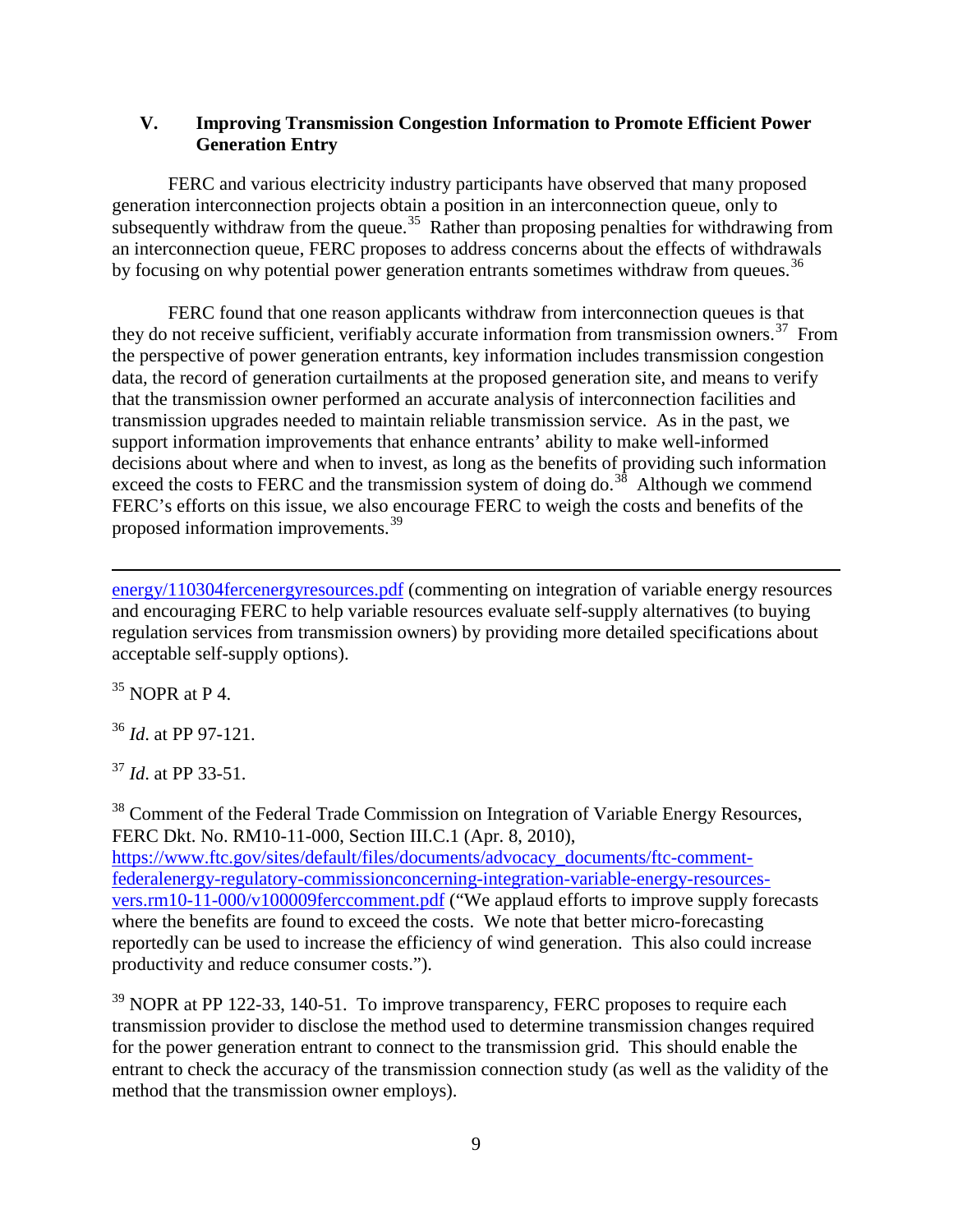## V. Improving Transmission Congestion Information to Promote Efficient Power Generation Entry

FERC and various electricity industry participants have observed that many proposed generation interconnection projects obtain a position in an interconnection queue, only to subsequently withdraw from the queue.[35] Rather than proposing penalties for withdrawing from an interconnection queue, FERC proposes to address concerns about the effects of withdrawals by focusing on why potential power generation entrants sometimes withdraw from queues.[36]

FERC found that one reason applicants withdraw from interconnection queues is that they do not receive sufficient, verifiably accurate information from transmission owners.[37] From the perspective of power generation entrants, key information includes transmission congestion data, the record of generation curtailments at the proposed generation site, and means to verify that the transmission owner performed an accurate analysis of interconnection facilities and transmission upgrades needed to maintain reliable transmission service. As in the past, we support information improvements that enhance entrants' ability to make well-informed decisions about where and when to invest, as long as the benefits of providing such information exceed the costs to FERC and the transmission system of doing do.[38] Although we commend FERC's efforts on this issue, we also encourage FERC to weigh the costs and benefits of the proposed information improvements.[39]

---

energy/110304fercenergyresources.pdf (commenting on integration of variable energy resources and encouraging FERC to help variable resources evaluate self-supply alternatives (to buying regulation services from transmission owners) by providing more detailed specifications about acceptable self-supply options).

[35] NOPR at P 4.

[36] *Id*. at PP 97-121.

[37] *Id*. at PP 33-51.

[38] Comment of the Federal Trade Commission on Integration of Variable Energy Resources, FERC Dkt. No. RM10-11-000, Section III.C.1 (Apr. 8, 2010), https://www.ftc.gov/sites/default/files/documents/advocacy_documents/ftc-comment-federalenergy-regulatory-commissionconcerning-integration-variable-energy-resources-vers.rm10-11-000/v100009ferccomment.pdf ("We applaud efforts to improve supply forecasts where the benefits are found to exceed the costs. We note that better micro-forecasting reportedly can be used to increase the efficiency of wind generation. This also could increase productivity and reduce consumer costs.").

[39] NOPR at PP 122-33, 140-51. To improve transparency, FERC proposes to require each transmission provider to disclose the method used to determine transmission changes required for the power generation entrant to connect to the transmission grid. This should enable the entrant to check the accuracy of the transmission connection study (as well as the validity of the method that the transmission owner employs).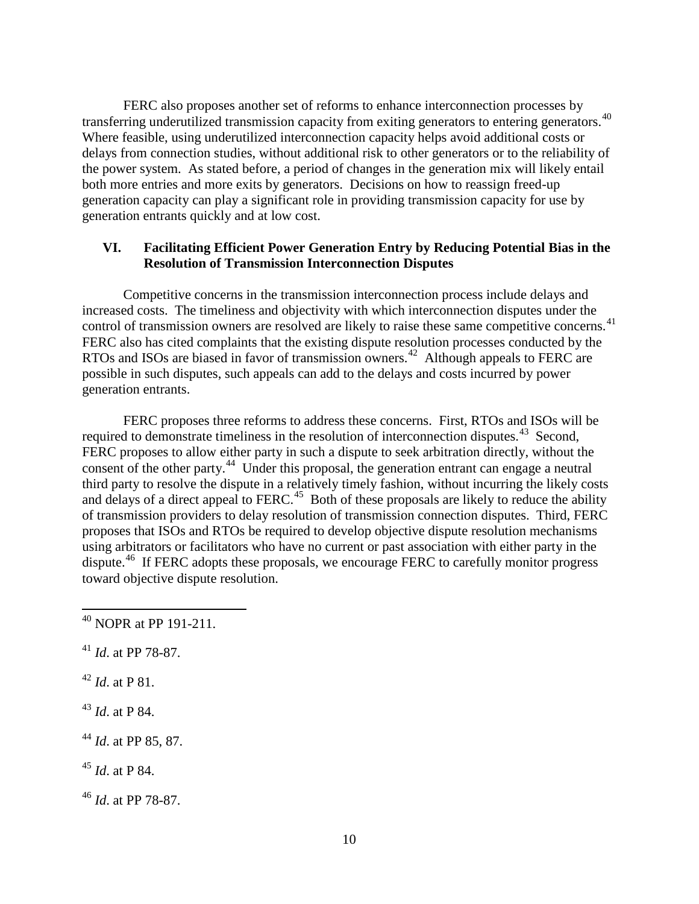FERC also proposes another set of reforms to enhance interconnection processes by transferring underutilized transmission capacity from exiting generators to entering generators.[40] Where feasible, using underutilized interconnection capacity helps avoid additional costs or delays from connection studies, without additional risk to other generators or to the reliability of the power system. As stated before, a period of changes in the generation mix will likely entail both more entries and more exits by generators. Decisions on how to reassign freed-up generation capacity can play a significant role in providing transmission capacity for use by generation entrants quickly and at low cost.

## VI. Facilitating Efficient Power Generation Entry by Reducing Potential Bias in the Resolution of Transmission Interconnection Disputes

Competitive concerns in the transmission interconnection process include delays and increased costs. The timeliness and objectivity with which interconnection disputes under the control of transmission owners are resolved are likely to raise these same competitive concerns.[41] FERC also has cited complaints that the existing dispute resolution processes conducted by the RTOs and ISOs are biased in favor of transmission owners.[42] Although appeals to FERC are possible in such disputes, such appeals can add to the delays and costs incurred by power generation entrants.

FERC proposes three reforms to address these concerns. First, RTOs and ISOs will be required to demonstrate timeliness in the resolution of interconnection disputes.[43] Second, FERC proposes to allow either party in such a dispute to seek arbitration directly, without the consent of the other party.[44] Under this proposal, the generation entrant can engage a neutral third party to resolve the dispute in a relatively timely fashion, without incurring the likely costs and delays of a direct appeal to FERC.[45] Both of these proposals are likely to reduce the ability of transmission providers to delay resolution of transmission connection disputes. Third, FERC proposes that ISOs and RTOs be required to develop objective dispute resolution mechanisms using arbitrators or facilitators who have no current or past association with either party in the dispute.[46] If FERC adopts these proposals, we encourage FERC to carefully monitor progress toward objective dispute resolution.

---

[40] NOPR at PP 191-211.

[41] *Id*. at PP 78-87.

[42] *Id*. at P 81.

[43] *Id*. at P 84.

[44] *Id*. at PP 85, 87.

[45] *Id*. at P 84.

[46] *Id*. at PP 78-87.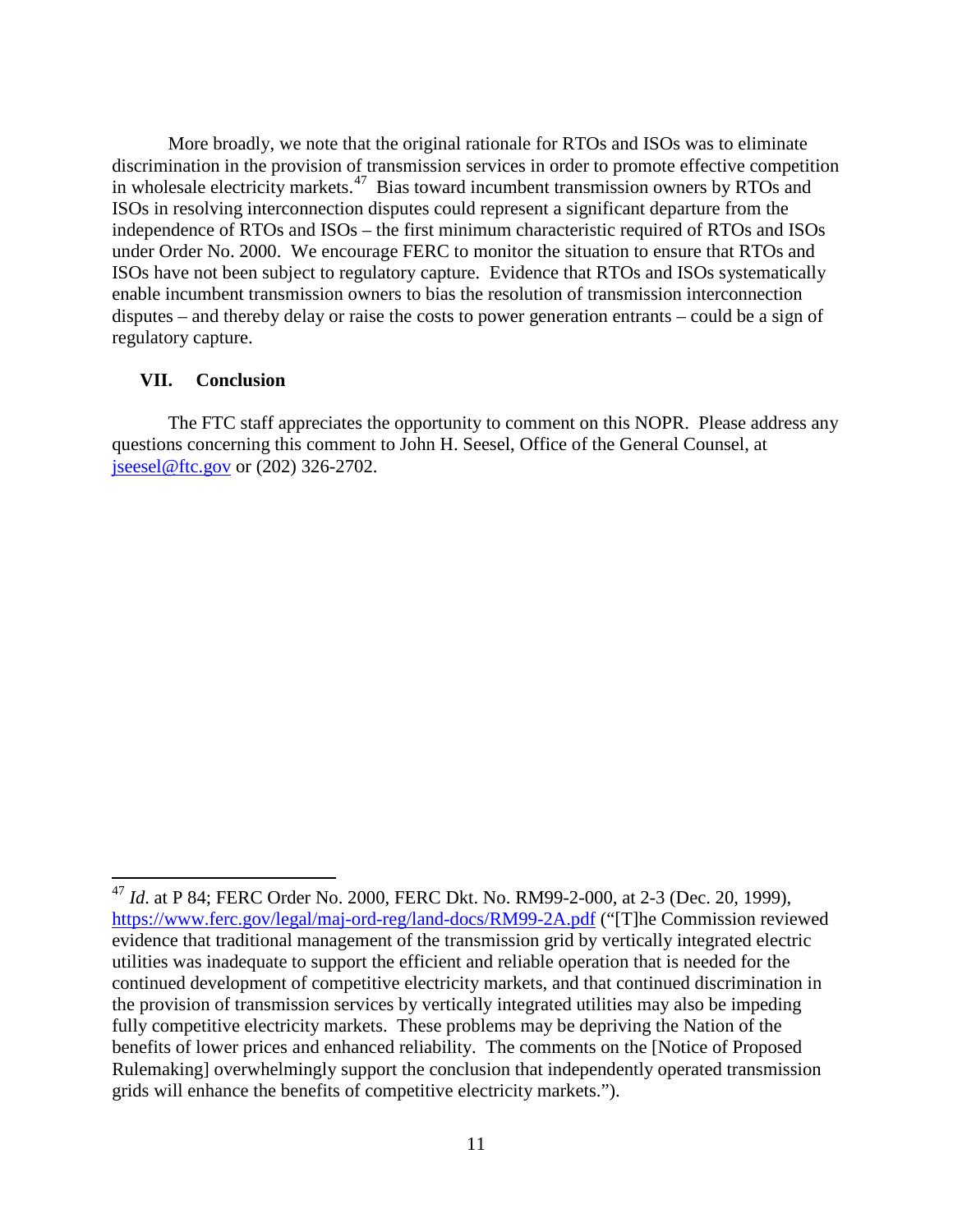More broadly, we note that the original rationale for RTOs and ISOs was to eliminate discrimination in the provision of transmission services in order to promote effective competition in wholesale electricity markets.[47] Bias toward incumbent transmission owners by RTOs and ISOs in resolving interconnection disputes could represent a significant departure from the independence of RTOs and ISOs – the first minimum characteristic required of RTOs and ISOs under Order No. 2000. We encourage FERC to monitor the situation to ensure that RTOs and ISOs have not been subject to regulatory capture. Evidence that RTOs and ISOs systematically enable incumbent transmission owners to bias the resolution of transmission interconnection disputes – and thereby delay or raise the costs to power generation entrants – could be a sign of regulatory capture.

## VII. Conclusion

The FTC staff appreciates the opportunity to comment on this NOPR. Please address any questions concerning this comment to John H. Seesel, Office of the General Counsel, at jseesel@ftc.gov or (202) 326-2702.

---

[47] *Id*. at P 84; FERC Order No. 2000, FERC Dkt. No. RM99-2-000, at 2-3 (Dec. 20, 1999), https://www.ferc.gov/legal/maj-ord-reg/land-docs/RM99-2A.pdf ("[T]he Commission reviewed evidence that traditional management of the transmission grid by vertically integrated electric utilities was inadequate to support the efficient and reliable operation that is needed for the continued development of competitive electricity markets, and that continued discrimination in the provision of transmission services by vertically integrated utilities may also be impeding fully competitive electricity markets. These problems may be depriving the Nation of the benefits of lower prices and enhanced reliability. The comments on the [Notice of Proposed Rulemaking] overwhelmingly support the conclusion that independently operated transmission grids will enhance the benefits of competitive electricity markets.").